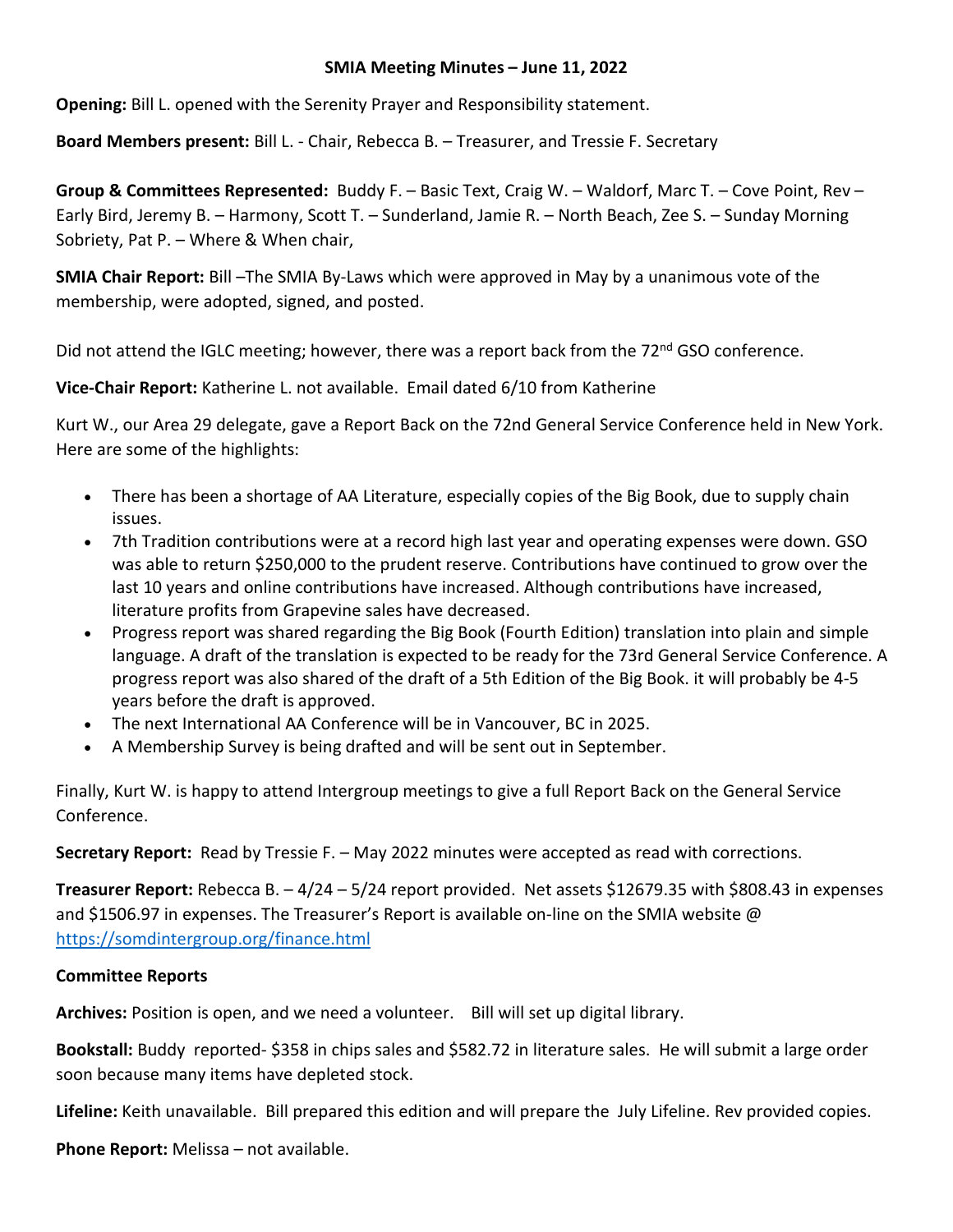# SMIA Meeting Minutes – June 11, 2022

**Opening:** Bill L. opened with the Serenity Prayer and Responsibility statement.

**Board Members present:** Bill L. - Chair, Rebecca B. – Treasurer, and Tressie F. Secretary

**Group & Committees Represented:** Buddy F. – Basic Text, Craig W. – Waldorf, Marc T. – Cove Point, Rev – Early Bird, Jeremy B. – Harmony, Scott T. – Sunderland, Jamie R. – North Beach, Zee S. – Sunday Morning Sobriety, Pat P. – Where & When chair,

**SMIA Chair Report:** Bill –The SMIA By-Laws which were approved in May by a unanimous vote of the membership, were adopted, signed, and posted.

Did not attend the IGLC meeting; however, there was a report back from the 72nd GSO conference.

**Vice-Chair Report:** Katherine L. not available. Email dated 6/10 from Katherine

Kurt W., our Area 29 delegate, gave a Report Back on the 72nd General Service Conference held in New York. Here are some of the highlights:

- There has been a shortage of AA Literature, especially copies of the Big Book, due to supply chain issues.
- 7th Tradition contributions were at a record high last year and operating expenses were down. GSO was able to return $250,000 to the prudent reserve. Contributions have continued to grow over the last 10 years and online contributions have increased. Although contributions have increased, literature profits from Grapevine sales have decreased.
- Progress report was shared regarding the Big Book (Fourth Edition) translation into plain and simple language. A draft of the translation is expected to be ready for the 73rd General Service Conference. A progress report was also shared of the draft of a 5th Edition of the Big Book. it will probably be 4-5 years before the draft is approved.
- The next International AA Conference will be in Vancouver, BC in 2025.
- A Membership Survey is being drafted and will be sent out in September.

Finally, Kurt W. is happy to attend Intergroup meetings to give a full Report Back on the General Service Conference.

**Secretary Report:** Read by Tressie F. – May 2022 minutes were accepted as read with corrections.

**Treasurer Report:** Rebecca B. – 4/24 – 5/24 report provided. Net assets $12679.35 with $808.43 in expenses and $1506.97 in expenses. The Treasurer's Report is available on-line on the SMIA website @ https://somdintergroup.org/finance.html

**Committee Reports**

**Archives:** Position is open, and we need a volunteer. Bill will set up digital library.

**Bookstall:** Buddy reported- $358 in chips sales and $582.72 in literature sales. He will submit a large order soon because many items have depleted stock.

**Lifeline:** Keith unavailable. Bill prepared this edition and will prepare the July Lifeline. Rev provided copies.

**Phone Report:** Melissa – not available.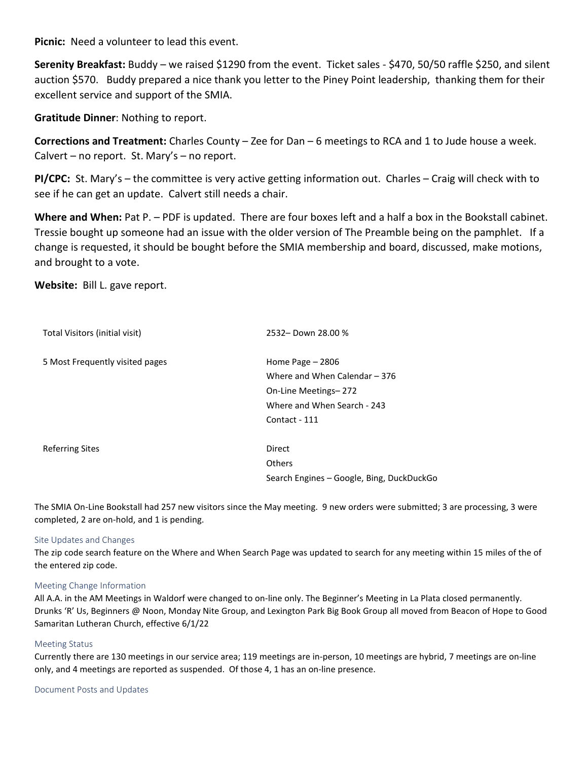**Picnic:** Need a volunteer to lead this event.

**Serenity Breakfast:** Buddy – we raised $1290 from the event. Ticket sales - $470, 50/50 raffle $250, and silent auction $570. Buddy prepared a nice thank you letter to the Piney Point leadership, thanking them for their excellent service and support of the SMIA.

**Gratitude Dinner**: Nothing to report.

**Corrections and Treatment:** Charles County – Zee for Dan – 6 meetings to RCA and 1 to Jude house a week. Calvert – no report. St. Mary's – no report.

**PI/CPC:** St. Mary's – the committee is very active getting information out. Charles – Craig will check with to see if he can get an update. Calvert still needs a chair.

**Where and When:** Pat P. – PDF is updated. There are four boxes left and a half a box in the Bookstall cabinet. Tressie bought up someone had an issue with the older version of The Preamble being on the pamphlet. If a change is requested, it should be bought before the SMIA membership and board, discussed, make motions, and brought to a vote.

**Website:** Bill L. gave report.

| | |
|---|---|
| Total Visitors (initial visit) | 2532– Down 28.00 % |
| 5 Most Frequently visited pages | Home Page – 2806<br>Where and When Calendar – 376<br>On-Line Meetings– 272<br>Where and When Search - 243<br>Contact - 111 |
| Referring Sites | Direct<br>Others<br>Search Engines – Google, Bing, DuckDuckGo |

The SMIA On-Line Bookstall had 257 new visitors since the May meeting. 9 new orders were submitted; 3 are processing, 3 were completed, 2 are on-hold, and 1 is pending.

### Site Updates and Changes

The zip code search feature on the Where and When Search Page was updated to search for any meeting within 15 miles of the of the entered zip code.

### Meeting Change Information

All A.A. in the AM Meetings in Waldorf were changed to on-line only. The Beginner's Meeting in La Plata closed permanently. Drunks 'R' Us, Beginners @ Noon, Monday Nite Group, and Lexington Park Big Book Group all moved from Beacon of Hope to Good Samaritan Lutheran Church, effective 6/1/22

### Meeting Status

Currently there are 130 meetings in our service area; 119 meetings are in-person, 10 meetings are hybrid, 7 meetings are on-line only, and 4 meetings are reported as suspended. Of those 4, 1 has an on-line presence.

### Document Posts and Updates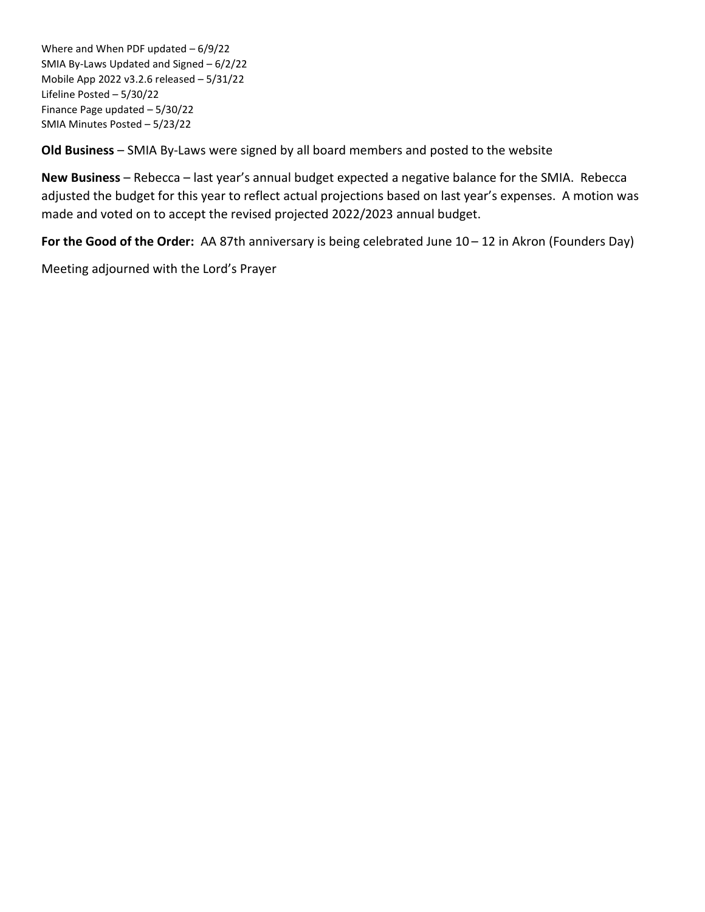Where and When PDF updated – 6/9/22
SMIA By-Laws Updated and Signed – 6/2/22
Mobile App 2022 v3.2.6 released – 5/31/22
Lifeline Posted – 5/30/22
Finance Page updated – 5/30/22
SMIA Minutes Posted – 5/23/22

**Old Business** – SMIA By-Laws were signed by all board members and posted to the website

**New Business** – Rebecca – last year's annual budget expected a negative balance for the SMIA. Rebecca adjusted the budget for this year to reflect actual projections based on last year's expenses. A motion was made and voted on to accept the revised projected 2022/2023 annual budget.

**For the Good of the Order:** AA 87th anniversary is being celebrated June 10 – 12 in Akron (Founders Day)

Meeting adjourned with the Lord's Prayer